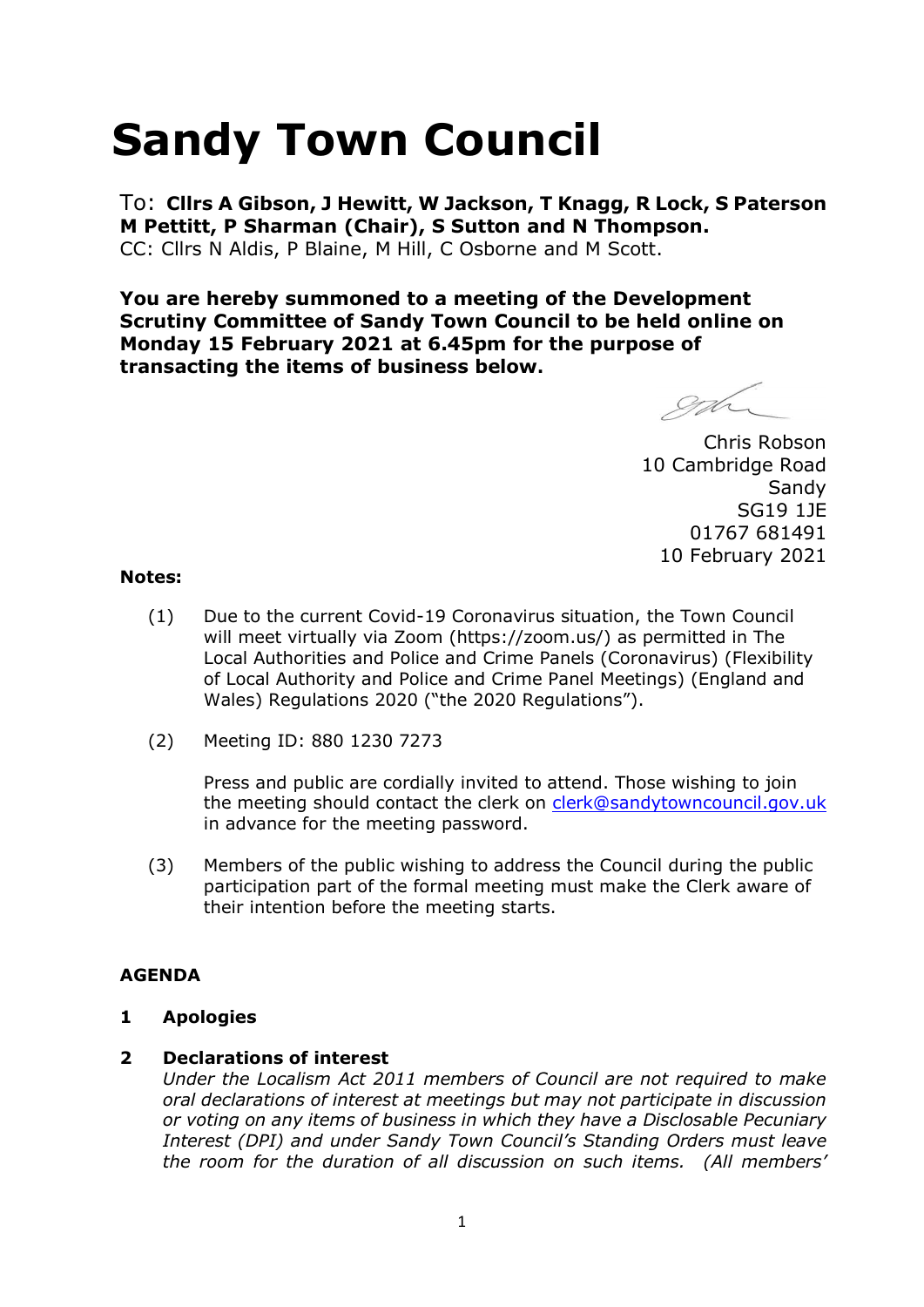# Sandy Town Council

To: **Cllrs A Gibson, J Hewitt, W Jackson, T Knagg, R Lock, S Paterson M Pettitt, P Sharman (Chair), S Sutton and N Thompson.**
CC: Cllrs N Aldis, P Blaine, M Hill, C Osborne and M Scott.

**You are hereby summoned to a meeting of the Development Scrutiny Committee of Sandy Town Council to be held online on Monday 15 February 2021 at 6.45pm for the purpose of transacting the items of business below.**

Chris Robson
10 Cambridge Road
Sandy
SG19 1JE
01767 681491
10 February 2021

**Notes:**

(1) Due to the current Covid-19 Coronavirus situation, the Town Council will meet virtually via Zoom (https://zoom.us/) as permitted in The Local Authorities and Police and Crime Panels (Coronavirus) (Flexibility of Local Authority and Police and Crime Panel Meetings) (England and Wales) Regulations 2020 ("the 2020 Regulations").

(2) Meeting ID: 880 1230 7273

Press and public are cordially invited to attend. Those wishing to join the meeting should contact the clerk on clerk@sandytowncouncil.gov.uk in advance for the meeting password.

(3) Members of the public wishing to address the Council during the public participation part of the formal meeting must make the Clerk aware of their intention before the meeting starts.

**AGENDA**

**1 Apologies**

**2 Declarations of interest**
*Under the Localism Act 2011 members of Council are not required to make oral declarations of interest at meetings but may not participate in discussion or voting on any items of business in which they have a Disclosable Pecuniary Interest (DPI) and under Sandy Town Council's Standing Orders must leave the room for the duration of all discussion on such items. (All members'*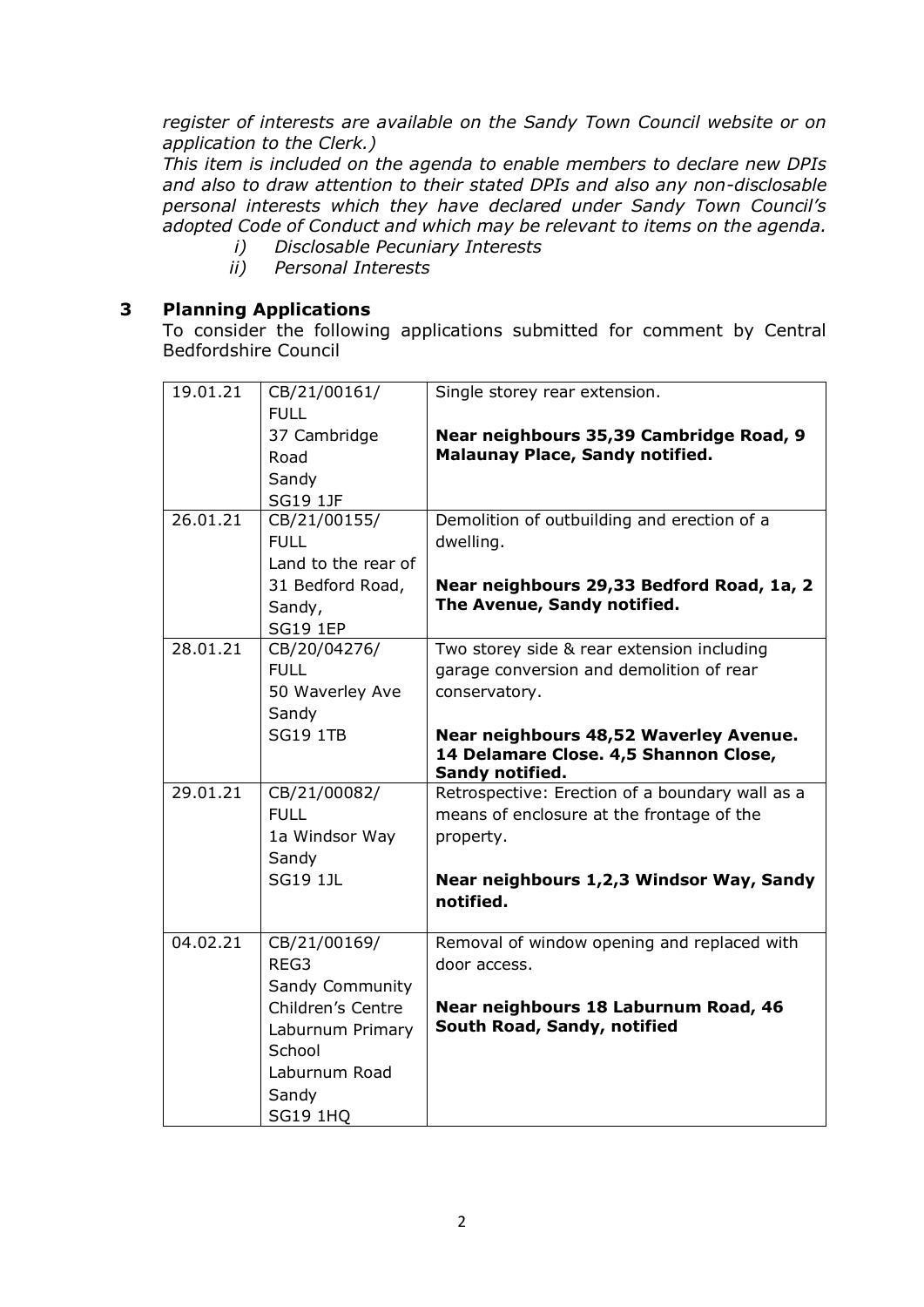*register of interests are available on the Sandy Town Council website or on application to the Clerk.)*

*This item is included on the agenda to enable members to declare new DPIs and also to draw attention to their stated DPIs and also any non-disclosable personal interests which they have declared under Sandy Town Council's adopted Code of Conduct and which may be relevant to items on the agenda.*

*i) Disclosable Pecuniary Interests*

*ii) Personal Interests*

## 3 Planning Applications

To consider the following applications submitted for comment by Central Bedfordshire Council

| | | |
|---|---|---|
| 19.01.21 | CB/21/00161/ FULL 37 Cambridge Road Sandy SG19 1JF | Single storey rear extension.<br><br>**Near neighbours 35,39 Cambridge Road, 9 Malaunay Place, Sandy notified.** |
| 26.01.21 | CB/21/00155/ FULL Land to the rear of 31 Bedford Road, Sandy, SG19 1EP | Demolition of outbuilding and erection of a dwelling.<br><br>**Near neighbours 29,33 Bedford Road, 1a, 2 The Avenue, Sandy notified.** |
| 28.01.21 | CB/20/04276/ FULL 50 Waverley Ave Sandy SG19 1TB | Two storey side & rear extension including garage conversion and demolition of rear conservatory.<br><br>**Near neighbours 48,52 Waverley Avenue. 14 Delamare Close. 4,5 Shannon Close, Sandy notified.** |
| 29.01.21 | CB/21/00082/ FULL 1a Windsor Way Sandy SG19 1JL | Retrospective: Erection of a boundary wall as a means of enclosure at the frontage of the property.<br><br>**Near neighbours 1,2,3 Windsor Way, Sandy notified.** |
| 04.02.21 | CB/21/00169/ REG3 Sandy Community Children's Centre Laburnum Primary School Laburnum Road Sandy SG19 1HQ | Removal of window opening and replaced with door access.<br><br>**Near neighbours 18 Laburnum Road, 46 South Road, Sandy, notified** |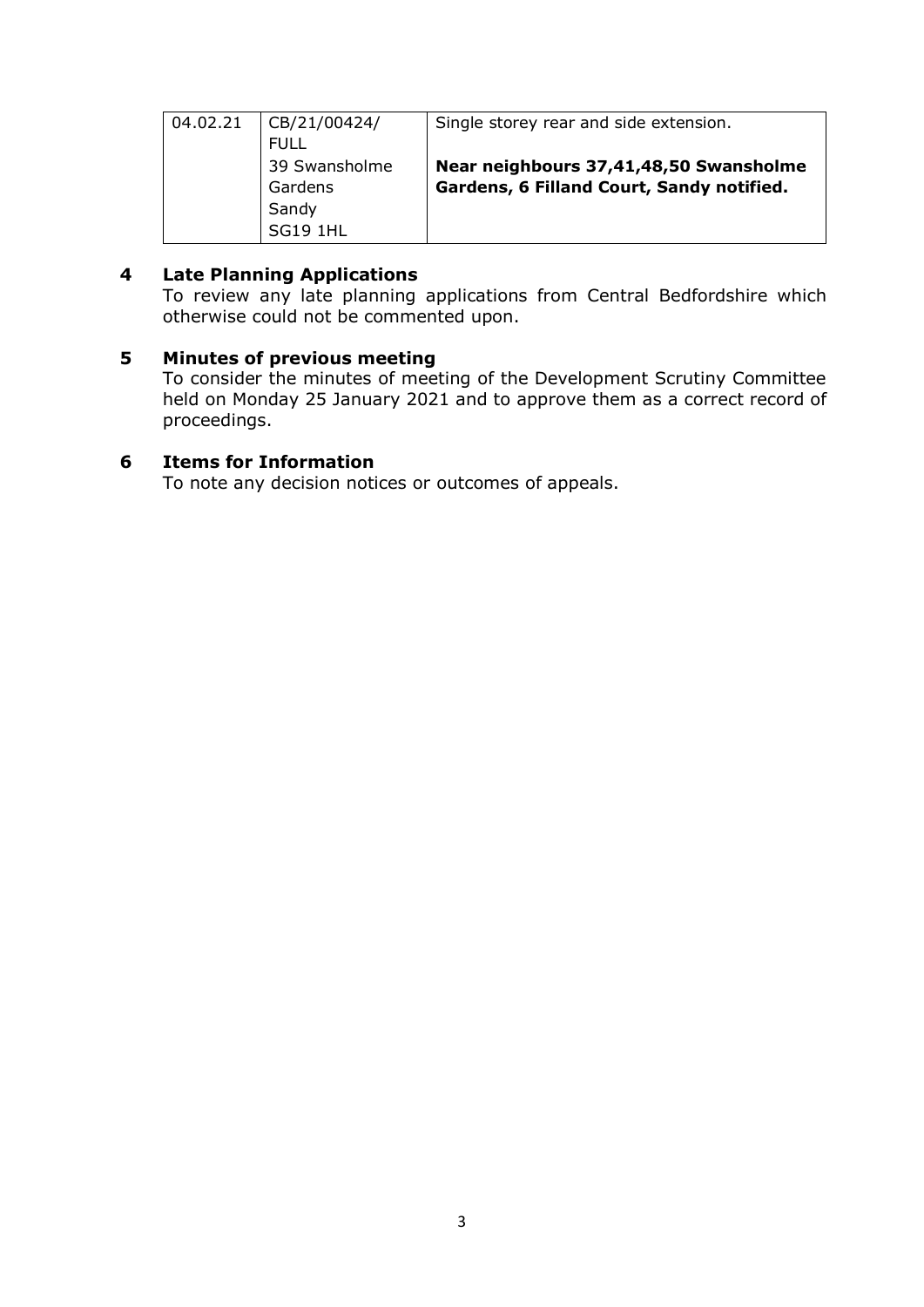| | | |
|---|---|---|
| 04.02.21 | CB/21/00424/ FULL<br>39 Swansholme Gardens<br>Sandy<br>SG19 1HL | Single storey rear and side extension.<br>**Near neighbours 37,41,48,50 Swansholme Gardens, 6 Filland Court, Sandy notified.** |

## 4 Late Planning Applications

To review any late planning applications from Central Bedfordshire which otherwise could not be commented upon.

## 5 Minutes of previous meeting

To consider the minutes of meeting of the Development Scrutiny Committee held on Monday 25 January 2021 and to approve them as a correct record of proceedings.

## 6 Items for Information

To note any decision notices or outcomes of appeals.